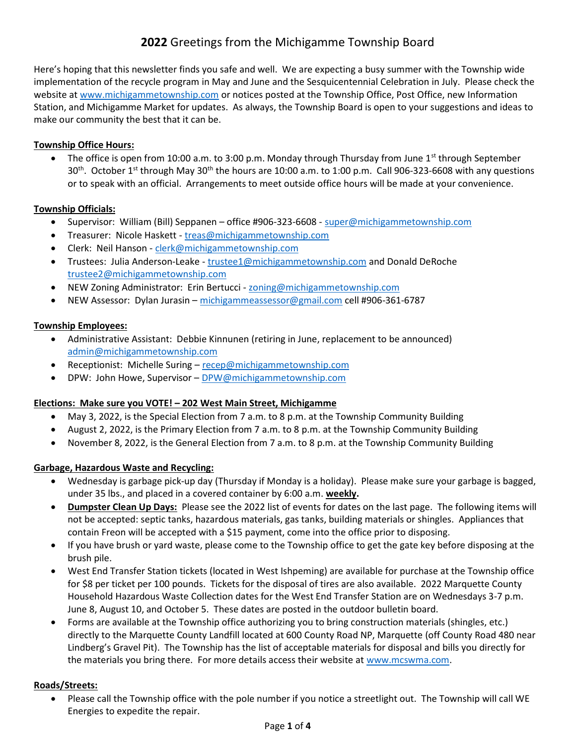# **2022** Greetings from the Michigamme Township Board

Here's hoping that this newsletter finds you safe and well. We are expecting a busy summer with the Township wide implementation of the recycle program in May and June and the Sesquicentennial Celebration in July. Please check the website at www.michigammetownship.com or notices posted at the Township Office, Post Office, new Information Station, and Michigamme Market for updates. As always, the Township Board is open to your suggestions and ideas to make our community the best that it can be.

## Township Office Hours:

- The office is open from 10:00 a.m. to 3:00 p.m. Monday through Thursday from June 1st through September 30th. October 1st through May 30th the hours are 10:00 a.m. to 1:00 p.m. Call 906-323-6608 with any questions or to speak with an official. Arrangements to meet outside office hours will be made at your convenience.

## Township Officials:

- Supervisor: William (Bill) Seppanen – office #906-323-6608 - super@michigammetownship.com
- Treasurer: Nicole Haskett - treas@michigammetownship.com
- Clerk: Neil Hanson - clerk@michigammetownship.com
- Trustees: Julia Anderson-Leake - trustee1@michigammetownship.com and Donald DeRoche trustee2@michigammetownship.com
- NEW Zoning Administrator: Erin Bertucci - zoning@michigammetownship.com
- NEW Assessor: Dylan Jurasin – michigammeassessor@gmail.com cell #906-361-6787

## Township Employees:

- Administrative Assistant: Debbie Kinnunen (retiring in June, replacement to be announced) admin@michigammetownship.com
- Receptionist: Michelle Suring – recep@michigammetownship.com
- DPW: John Howe, Supervisor – DPW@michigammetownship.com

## Elections: Make sure you VOTE! – 202 West Main Street, Michigamme

- May 3, 2022, is the Special Election from 7 a.m. to 8 p.m. at the Township Community Building
- August 2, 2022, is the Primary Election from 7 a.m. to 8 p.m. at the Township Community Building
- November 8, 2022, is the General Election from 7 a.m. to 8 p.m. at the Township Community Building

## Garbage, Hazardous Waste and Recycling:

- Wednesday is garbage pick-up day (Thursday if Monday is a holiday). Please make sure your garbage is bagged, under 35 lbs., and placed in a covered container by 6:00 a.m. **weekly.**
- **Dumpster Clean Up Days:** Please see the 2022 list of events for dates on the last page. The following items will not be accepted: septic tanks, hazardous materials, gas tanks, building materials or shingles. Appliances that contain Freon will be accepted with a $15 payment, come into the office prior to disposing.
- If you have brush or yard waste, please come to the Township office to get the gate key before disposing at the brush pile.
- West End Transfer Station tickets (located in West Ishpeming) are available for purchase at the Township office for $8 per ticket per 100 pounds. Tickets for the disposal of tires are also available. 2022 Marquette County Household Hazardous Waste Collection dates for the West End Transfer Station are on Wednesdays 3-7 p.m. June 8, August 10, and October 5. These dates are posted in the outdoor bulletin board.
- Forms are available at the Township office authorizing you to bring construction materials (shingles, etc.) directly to the Marquette County Landfill located at 600 County Road NP, Marquette (off County Road 480 near Lindberg's Gravel Pit). The Township has the list of acceptable materials for disposal and bills you directly for the materials you bring there. For more details access their website at www.mcswma.com.

## Roads/Streets:

- Please call the Township office with the pole number if you notice a streetlight out. The Township will call WE Energies to expedite the repair.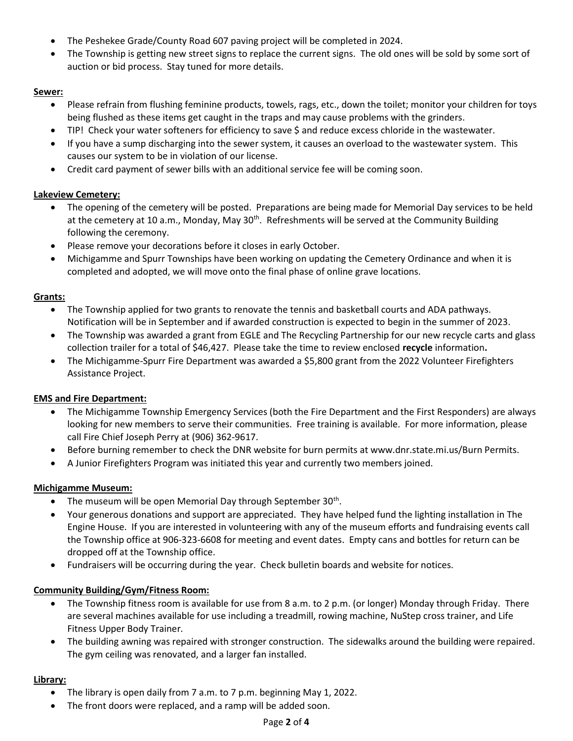- The Peshekee Grade/County Road 607 paving project will be completed in 2024.
- The Township is getting new street signs to replace the current signs. The old ones will be sold by some sort of auction or bid process. Stay tuned for more details.

**Sewer:**

- Please refrain from flushing feminine products, towels, rags, etc., down the toilet; monitor your children for toys being flushed as these items get caught in the traps and may cause problems with the grinders.
- TIP! Check your water softeners for efficiency to save $ and reduce excess chloride in the wastewater.
- If you have a sump discharging into the sewer system, it causes an overload to the wastewater system. This causes our system to be in violation of our license.
- Credit card payment of sewer bills with an additional service fee will be coming soon.

**Lakeview Cemetery:**

- The opening of the cemetery will be posted. Preparations are being made for Memorial Day services to be held at the cemetery at 10 a.m., Monday, May 30th. Refreshments will be served at the Community Building following the ceremony.
- Please remove your decorations before it closes in early October.
- Michigamme and Spurr Townships have been working on updating the Cemetery Ordinance and when it is completed and adopted, we will move onto the final phase of online grave locations.

**Grants:**

- The Township applied for two grants to renovate the tennis and basketball courts and ADA pathways. Notification will be in September and if awarded construction is expected to begin in the summer of 2023.
- The Township was awarded a grant from EGLE and The Recycling Partnership for our new recycle carts and glass collection trailer for a total of $46,427. Please take the time to review enclosed **recycle** information**.**
- The Michigamme-Spurr Fire Department was awarded a $5,800 grant from the 2022 Volunteer Firefighters Assistance Project.

**EMS and Fire Department:**

- The Michigamme Township Emergency Services (both the Fire Department and the First Responders) are always looking for new members to serve their communities. Free training is available. For more information, please call Fire Chief Joseph Perry at (906) 362-9617.
- Before burning remember to check the DNR website for burn permits at www.dnr.state.mi.us/Burn Permits.
- A Junior Firefighters Program was initiated this year and currently two members joined.

**Michigamme Museum:**

- The museum will be open Memorial Day through September 30th.
- Your generous donations and support are appreciated. They have helped fund the lighting installation in The Engine House. If you are interested in volunteering with any of the museum efforts and fundraising events call the Township office at 906-323-6608 for meeting and event dates. Empty cans and bottles for return can be dropped off at the Township office.
- Fundraisers will be occurring during the year. Check bulletin boards and website for notices.

**Community Building/Gym/Fitness Room:**

- The Township fitness room is available for use from 8 a.m. to 2 p.m. (or longer) Monday through Friday. There are several machines available for use including a treadmill, rowing machine, NuStep cross trainer, and Life Fitness Upper Body Trainer.
- The building awning was repaired with stronger construction. The sidewalks around the building were repaired. The gym ceiling was renovated, and a larger fan installed.

**Library:**

- The library is open daily from 7 a.m. to 7 p.m. beginning May 1, 2022.
- The front doors were replaced, and a ramp will be added soon.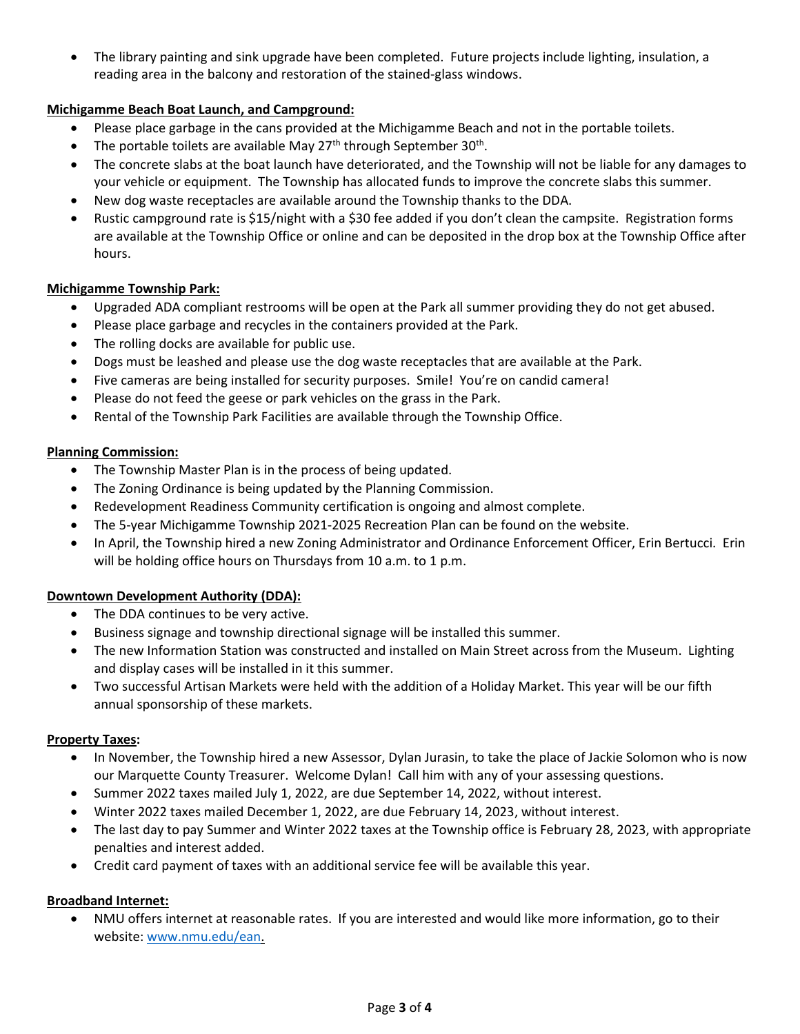- The library painting and sink upgrade have been completed. Future projects include lighting, insulation, a reading area in the balcony and restoration of the stained-glass windows.

**Michigamme Beach Boat Launch, and Campground:**

- Please place garbage in the cans provided at the Michigamme Beach and not in the portable toilets.
- The portable toilets are available May 27th through September 30th.
- The concrete slabs at the boat launch have deteriorated, and the Township will not be liable for any damages to your vehicle or equipment. The Township has allocated funds to improve the concrete slabs this summer.
- New dog waste receptacles are available around the Township thanks to the DDA.
- Rustic campground rate is $15/night with a $30 fee added if you don't clean the campsite. Registration forms are available at the Township Office or online and can be deposited in the drop box at the Township Office after hours.

**Michigamme Township Park:**

- Upgraded ADA compliant restrooms will be open at the Park all summer providing they do not get abused.
- Please place garbage and recycles in the containers provided at the Park.
- The rolling docks are available for public use.
- Dogs must be leashed and please use the dog waste receptacles that are available at the Park.
- Five cameras are being installed for security purposes. Smile! You're on candid camera!
- Please do not feed the geese or park vehicles on the grass in the Park.
- Rental of the Township Park Facilities are available through the Township Office.

**Planning Commission:**

- The Township Master Plan is in the process of being updated.
- The Zoning Ordinance is being updated by the Planning Commission.
- Redevelopment Readiness Community certification is ongoing and almost complete.
- The 5-year Michigamme Township 2021-2025 Recreation Plan can be found on the website.
- In April, the Township hired a new Zoning Administrator and Ordinance Enforcement Officer, Erin Bertucci. Erin will be holding office hours on Thursdays from 10 a.m. to 1 p.m.

**Downtown Development Authority (DDA):**

- The DDA continues to be very active.
- Business signage and township directional signage will be installed this summer.
- The new Information Station was constructed and installed on Main Street across from the Museum. Lighting and display cases will be installed in it this summer.
- Two successful Artisan Markets were held with the addition of a Holiday Market. This year will be our fifth annual sponsorship of these markets.

**Property Taxes:**

- In November, the Township hired a new Assessor, Dylan Jurasin, to take the place of Jackie Solomon who is now our Marquette County Treasurer. Welcome Dylan! Call him with any of your assessing questions.
- Summer 2022 taxes mailed July 1, 2022, are due September 14, 2022, without interest.
- Winter 2022 taxes mailed December 1, 2022, are due February 14, 2023, without interest.
- The last day to pay Summer and Winter 2022 taxes at the Township office is February 28, 2023, with appropriate penalties and interest added.
- Credit card payment of taxes with an additional service fee will be available this year.

**Broadband Internet:**

- NMU offers internet at reasonable rates. If you are interested and would like more information, go to their website: [www.nmu.edu/ean](http://www.nmu.edu/ean).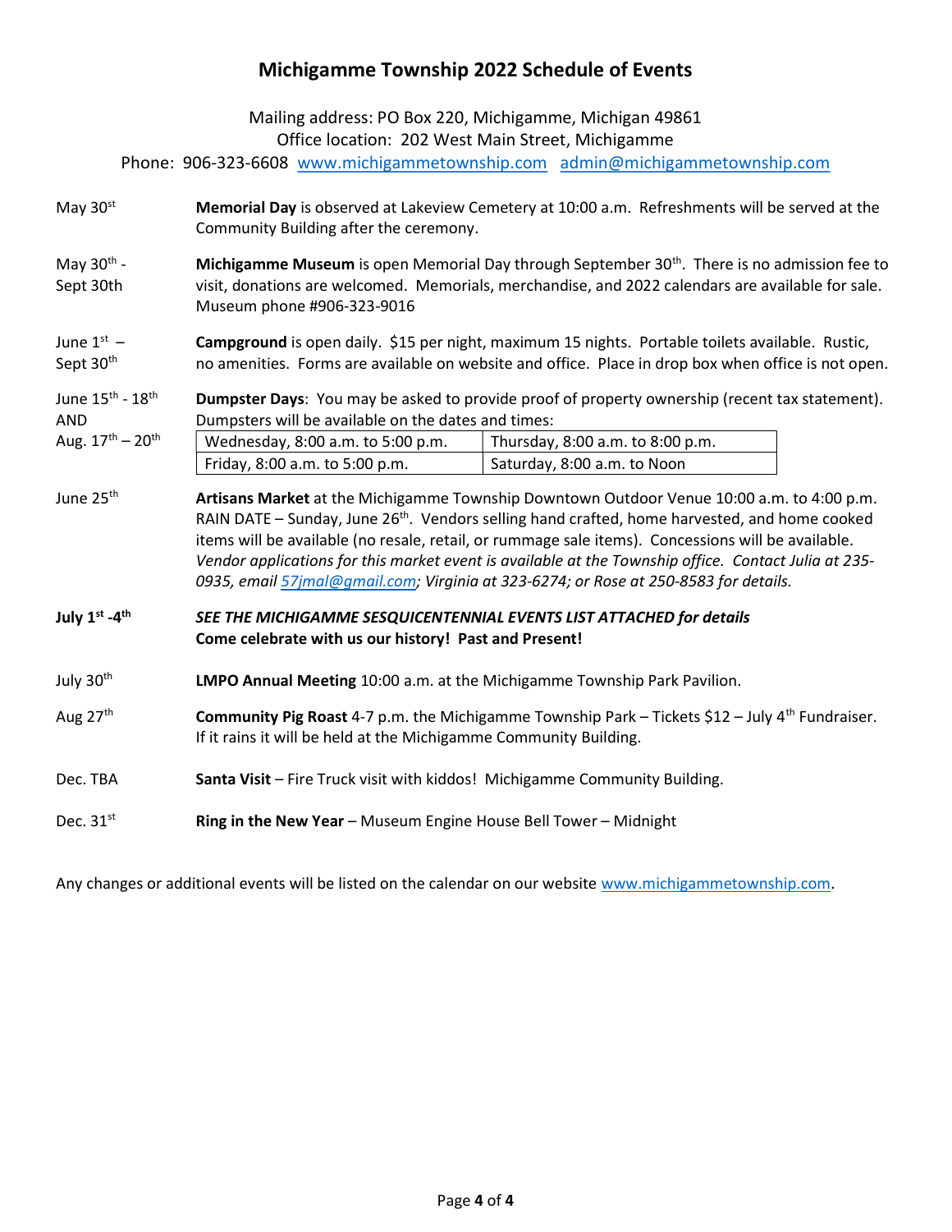# Michigamme Township 2022 Schedule of Events

Mailing address: PO Box 220, Michigamme, Michigan 49861
Office location: 202 West Main Street, Michigamme
Phone: 906-323-6608 www.michigammetownship.com admin@michigammetownship.com

May 30th — **Memorial Day** is observed at Lakeview Cemetery at 10:00 a.m. Refreshments will be served at the Community Building after the ceremony.

May 30th - Sept 30th — **Michigamme Museum** is open Memorial Day through September 30th. There is no admission fee to visit, donations are welcomed. Memorials, merchandise, and 2022 calendars are available for sale. Museum phone #906-323-9016

June 1st – Sept 30th — **Campground** is open daily. $15 per night, maximum 15 nights. Portable toilets available. Rustic, no amenities. Forms are available on website and office. Place in drop box when office is not open.

June 15th - 18th AND Aug. 17th – 20th — **Dumpster Days**: You may be asked to provide proof of property ownership (recent tax statement). Dumpsters will be available on the dates and times:

| | |
|---|---|
| Wednesday, 8:00 a.m. to 5:00 p.m. | Thursday, 8:00 a.m. to 8:00 p.m. |
| Friday, 8:00 a.m. to 5:00 p.m. | Saturday, 8:00 a.m. to Noon |

June 25th — **Artisans Market** at the Michigamme Township Downtown Outdoor Venue 10:00 a.m. to 4:00 p.m. RAIN DATE – Sunday, June 26th. Vendors selling hand crafted, home harvested, and home cooked items will be available (no resale, retail, or rummage sale items). Concessions will be available. *Vendor applications for this market event is available at the Township office. Contact Julia at 235-0935, email 57jmal@gmail.com; Virginia at 323-6274; or Rose at 250-8583 for details.*

**July 1st -4th** — ***SEE THE MICHIGAMME SESQUICENTENNIAL EVENTS LIST ATTACHED for details***
**Come celebrate with us our history! Past and Present!**

July 30th — **LMPO Annual Meeting** 10:00 a.m. at the Michigamme Township Park Pavilion.

Aug 27th — **Community Pig Roast** 4-7 p.m. the Michigamme Township Park – Tickets $12 – July 4th Fundraiser. If it rains it will be held at the Michigamme Community Building.

Dec. TBA — **Santa Visit** – Fire Truck visit with kiddos! Michigamme Community Building.

Dec. 31st — **Ring in the New Year** – Museum Engine House Bell Tower – Midnight

Any changes or additional events will be listed on the calendar on our website www.michigammetownship.com.